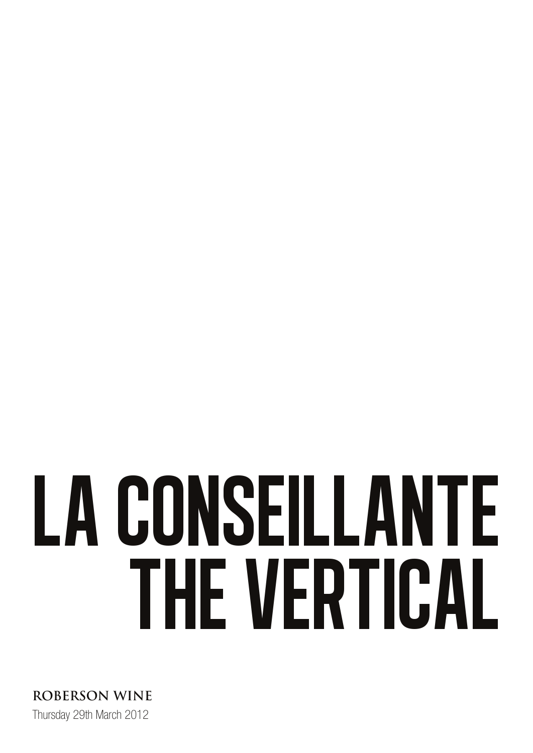# LA CONSEILLANTE THE VERTICAL

**ROBERSON WINE**

Thursday 29th March 2012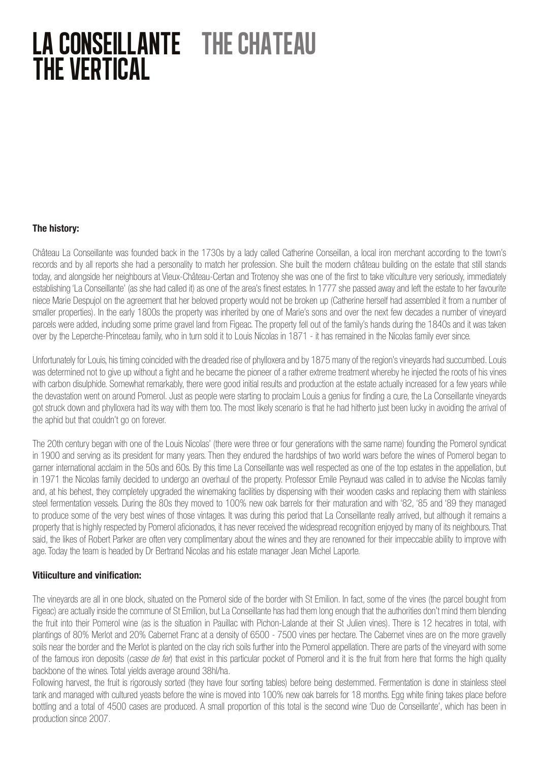# LA CONSEILLANTE THE VERTICAL

# THE CHATEAU

**The history:**

Château La Conseillante was founded back in the 1730s by a lady called Catherine Conseillan, a local iron merchant according to the town's records and by all reports she had a personality to match her profession. She built the modern château building on the estate that still stands today, and alongside her neighbours at Vieux-Château-Certan and Trotenoy she was one of the first to take viticulture very seriously, immediately establishing 'La Conseillante' (as she had called it) as one of the area's finest estates. In 1777 she passed away and left the estate to her favourite niece Marie Despujol on the agreement that her beloved property would not be broken up (Catherine herself had assembled it from a number of smaller properties). In the early 1800s the property was inherited by one of Marie's sons and over the next few decades a number of vineyard parcels were added, including some prime gravel land from Figeac. The property fell out of the family's hands during the 1840s and it was taken over by the Leperche-Princeteau family, who in turn sold it to Louis Nicolas in 1871 - it has remained in the Nicolas family ever since.

Unfortunately for Louis, his timing coincided with the dreaded rise of phylloxera and by 1875 many of the region's vineyards had succumbed. Louis was determined not to give up without a fight and he became the pioneer of a rather extreme treatment whereby he injected the roots of his vines with carbon disulphide. Somewhat remarkably, there were good initial results and production at the estate actually increased for a few years while the devastation went on around Pomerol. Just as people were starting to proclaim Louis a genius for finding a cure, the La Conseillante vineyards got struck down and phylloxera had its way with them too. The most likely scenario is that he had hitherto just been lucky in avoiding the arrival of the aphid but that couldn't go on forever.

The 20th century began with one of the Louis Nicolas' (there were three or four generations with the same name) founding the Pomerol syndicat in 1900 and serving as its president for many years. Then they endured the hardships of two world wars before the wines of Pomerol began to garner international acclaim in the 50s and 60s. By this time La Conseillante was well respected as one of the top estates in the appellation, but in 1971 the Nicolas family decided to undergo an overhaul of the property. Professor Emile Peynaud was called in to advise the Nicolas family and, at his behest, they completely upgraded the winemaking facilities by dispensing with their wooden casks and replacing them with stainless steel fermentation vessels. During the 80s they moved to 100% new oak barrels for their maturation and with '82, '85 and '89 they managed to produce some of the very best wines of those vintages. It was during this period that La Conseillante really arrived, but although it remains a property that is highly respected by Pomerol aficionados, it has never received the widespread recognition enjoyed by many of its neighbours. That said, the likes of Robert Parker are often very complimentary about the wines and they are renowned for their impeccable ability to improve with age. Today the team is headed by Dr Bertrand Nicolas and his estate manager Jean Michel Laporte.

**Vitiiculture and vinification:**

The vineyards are all in one block, situated on the Pomerol side of the border with St Emilion. In fact, some of the vines (the parcel bought from Figeac) are actually inside the commune of St Emilion, but La Conseillante has had them long enough that the authorities don't mind them blending the fruit into their Pomerol wine (as is the situation in Pauillac with Pichon-Lalande at their St Julien vines). There is 12 hecatres in total, with plantings of 80% Merlot and 20% Cabernet Franc at a density of 6500 - 7500 vines per hectare. The Cabernet vines are on the more gravelly soils near the border and the Merlot is planted on the clay rich soils further into the Pomerol appellation. There are parts of the vineyard with some of the famous iron deposits (*casse de fer*) that exist in this particular pocket of Pomerol and it is the fruit from here that forms the high quality backbone of the wines. Total yields average around 38hl/ha.

Following harvest, the fruit is rigorously sorted (they have four sorting tables) before being destemmed. Fermentation is done in stainless steel tank and managed with cultured yeasts before the wine is moved into 100% new oak barrels for 18 months. Egg white fining takes place before bottling and a total of 4500 cases are produced. A small proportion of this total is the second wine 'Duo de Conseillante', which has been in production since 2007.